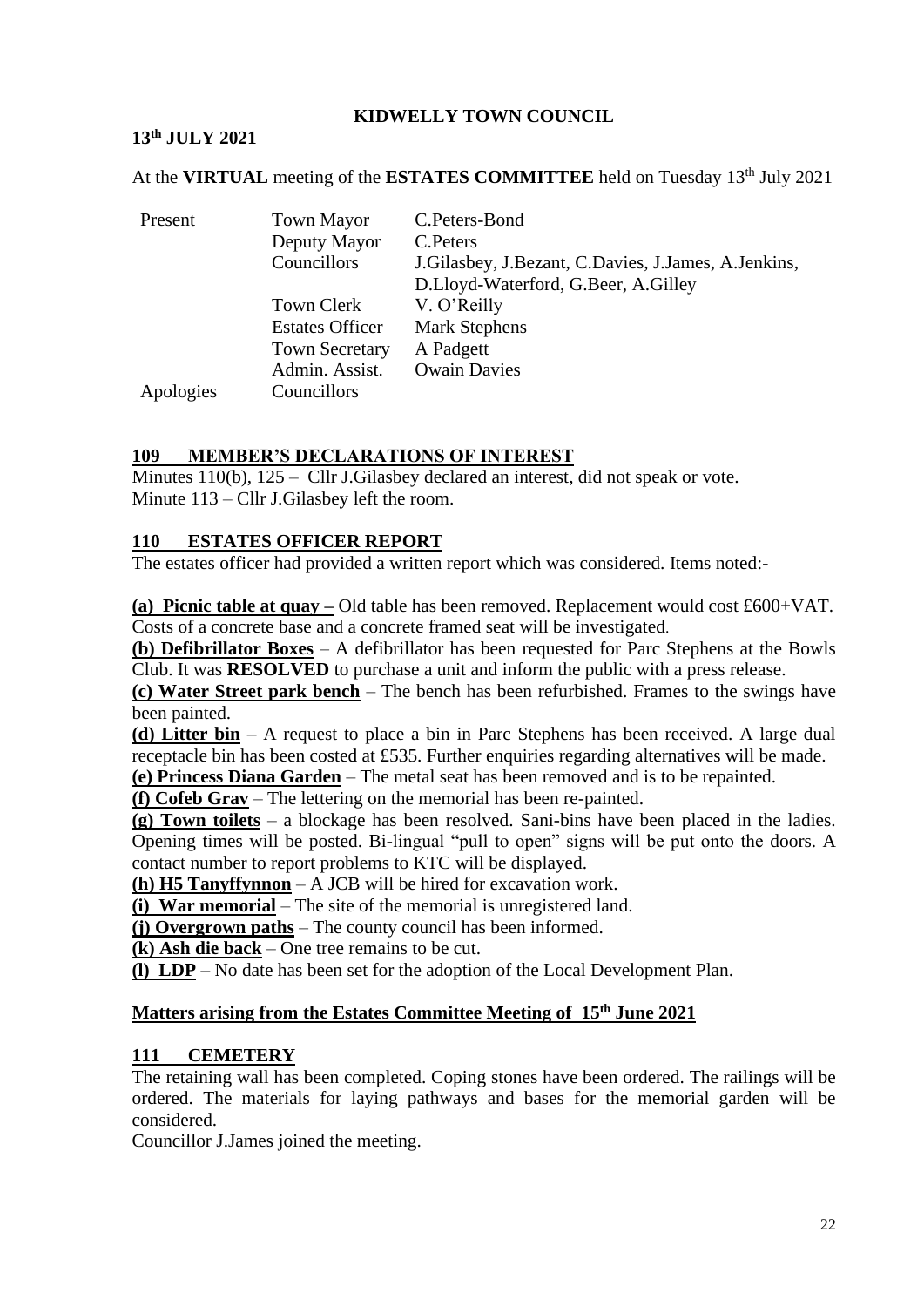**KIDWELLY TOWN COUNCIL**

**13th JULY 2021**

At the **VIRTUAL** meeting of the **ESTATES COMMITTEE** held on Tuesday 13th July 2021

| Present | Town Mayor | C.Peters-Bond |
|---|---|---|
| | Deputy Mayor | C.Peters |
| | Councillors | J.Gilasbey, J.Bezant, C.Davies, J.James, A.Jenkins, D.Lloyd-Waterford, G.Beer, A.Gilley |
| | Town Clerk | V. O'Reilly |
| | Estates Officer | Mark Stephens |
| | Town Secretary | A Padgett |
| | Admin. Assist. | Owain Davies |
| Apologies | Councillors | |

## 109 MEMBER'S DECLARATIONS OF INTEREST

Minutes 110(b), 125 – Cllr J.Gilasbey declared an interest, did not speak or vote.
Minute 113 – Cllr J.Gilasbey left the room.

## 110 ESTATES OFFICER REPORT

The estates officer had provided a written report which was considered. Items noted:-

**(a) Picnic table at quay –** Old table has been removed. Replacement would cost £600+VAT. Costs of a concrete base and a concrete framed seat will be investigated.

**(b) Defibrillator Boxes** – A defibrillator has been requested for Parc Stephens at the Bowls Club. It was **RESOLVED** to purchase a unit and inform the public with a press release.

**(c) Water Street park bench** – The bench has been refurbished. Frames to the swings have been painted.

**(d) Litter bin** – A request to place a bin in Parc Stephens has been received. A large dual receptacle bin has been costed at £535. Further enquiries regarding alternatives will be made.

**(e) Princess Diana Garden** – The metal seat has been removed and is to be repainted.

**(f) Cofeb Grav** – The lettering on the memorial has been re-painted.

**(g) Town toilets** – a blockage has been resolved. Sani-bins have been placed in the ladies. Opening times will be posted. Bi-lingual "pull to open" signs will be put onto the doors. A contact number to report problems to KTC will be displayed.

**(h) H5 Tanyffynnon** – A JCB will be hired for excavation work.

**(i) War memorial** – The site of the memorial is unregistered land.

**(j) Overgrown paths** – The county council has been informed.

**(k) Ash die back** – One tree remains to be cut.

**(l) LDP** – No date has been set for the adoption of the Local Development Plan.

## Matters arising from the Estates Committee Meeting of 15th June 2021

## 111 CEMETERY

The retaining wall has been completed. Coping stones have been ordered. The railings will be ordered. The materials for laying pathways and bases for the memorial garden will be considered.

Councillor J.James joined the meeting.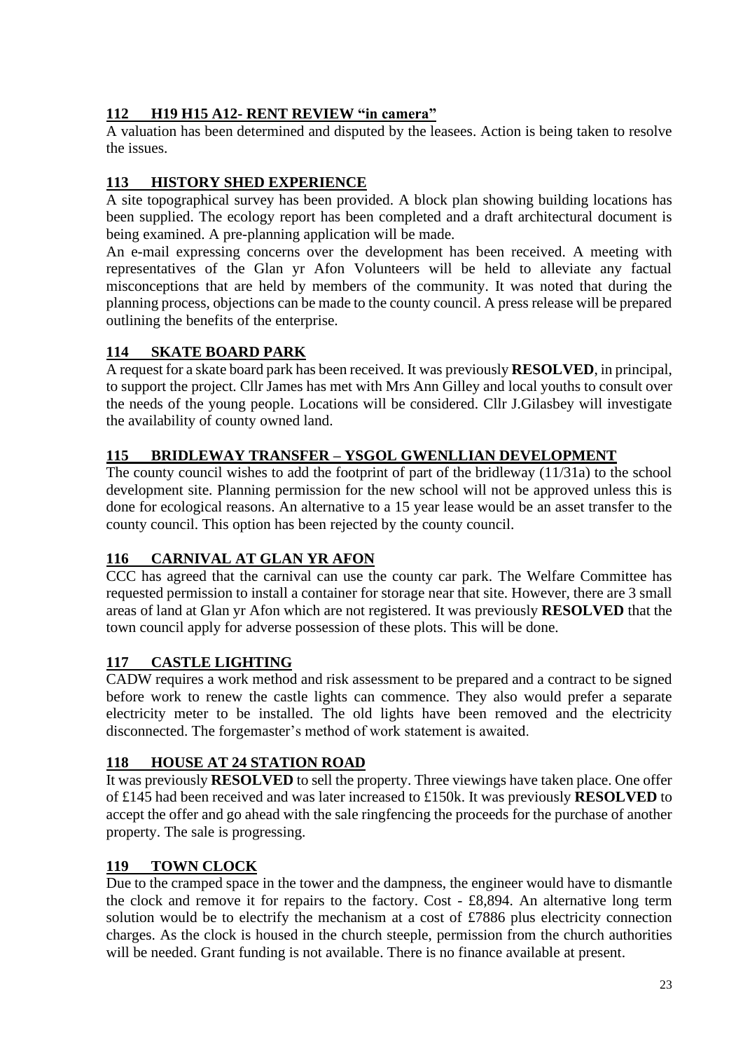## 112 H19 H15 A12- RENT REVIEW "in camera"

A valuation has been determined and disputed by the leasees. Action is being taken to resolve the issues.

## 113 HISTORY SHED EXPERIENCE

A site topographical survey has been provided. A block plan showing building locations has been supplied. The ecology report has been completed and a draft architectural document is being examined. A pre-planning application will be made.

An e-mail expressing concerns over the development has been received. A meeting with representatives of the Glan yr Afon Volunteers will be held to alleviate any factual misconceptions that are held by members of the community. It was noted that during the planning process, objections can be made to the county council. A press release will be prepared outlining the benefits of the enterprise.

## 114 SKATE BOARD PARK

A request for a skate board park has been received. It was previously **RESOLVED**, in principal, to support the project. Cllr James has met with Mrs Ann Gilley and local youths to consult over the needs of the young people. Locations will be considered. Cllr J.Gilasbey will investigate the availability of county owned land.

## 115 BRIDLEWAY TRANSFER – YSGOL GWENLLIAN DEVELOPMENT

The county council wishes to add the footprint of part of the bridleway (11/31a) to the school development site. Planning permission for the new school will not be approved unless this is done for ecological reasons. An alternative to a 15 year lease would be an asset transfer to the county council. This option has been rejected by the county council.

## 116 CARNIVAL AT GLAN YR AFON

CCC has agreed that the carnival can use the county car park. The Welfare Committee has requested permission to install a container for storage near that site. However, there are 3 small areas of land at Glan yr Afon which are not registered. It was previously **RESOLVED** that the town council apply for adverse possession of these plots. This will be done.

## 117 CASTLE LIGHTING

CADW requires a work method and risk assessment to be prepared and a contract to be signed before work to renew the castle lights can commence. They also would prefer a separate electricity meter to be installed. The old lights have been removed and the electricity disconnected. The forgemaster's method of work statement is awaited.

## 118 HOUSE AT 24 STATION ROAD

It was previously **RESOLVED** to sell the property. Three viewings have taken place. One offer of £145 had been received and was later increased to £150k. It was previously **RESOLVED** to accept the offer and go ahead with the sale ringfencing the proceeds for the purchase of another property. The sale is progressing.

## 119 TOWN CLOCK

Due to the cramped space in the tower and the dampness, the engineer would have to dismantle the clock and remove it for repairs to the factory. Cost - £8,894. An alternative long term solution would be to electrify the mechanism at a cost of £7886 plus electricity connection charges. As the clock is housed in the church steeple, permission from the church authorities will be needed. Grant funding is not available. There is no finance available at present.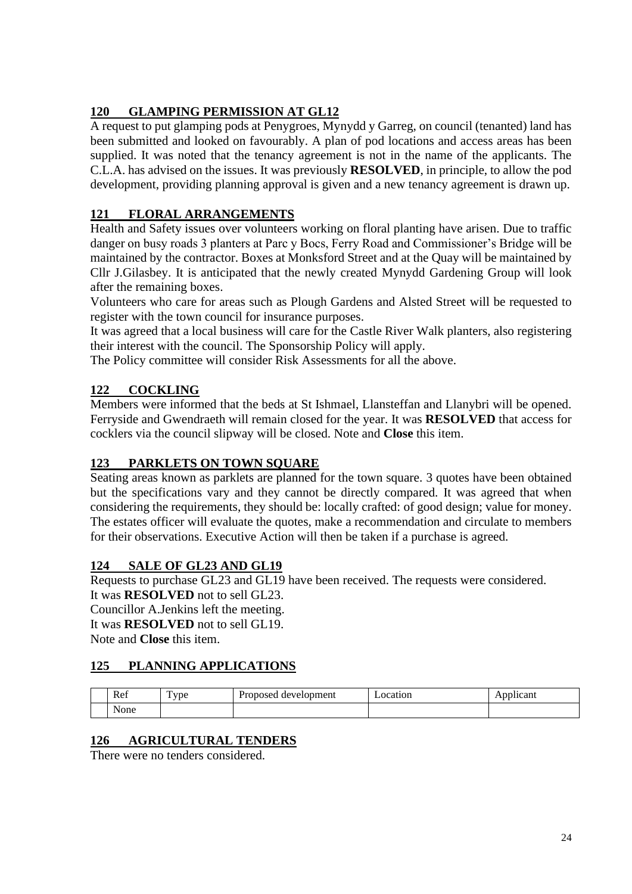## 120 GLAMPING PERMISSION AT GL12

A request to put glamping pods at Penygroes, Mynydd y Garreg, on council (tenanted) land has been submitted and looked on favourably. A plan of pod locations and access areas has been supplied. It was noted that the tenancy agreement is not in the name of the applicants. The C.L.A. has advised on the issues. It was previously **RESOLVED**, in principle, to allow the pod development, providing planning approval is given and a new tenancy agreement is drawn up.

## 121 FLORAL ARRANGEMENTS

Health and Safety issues over volunteers working on floral planting have arisen. Due to traffic danger on busy roads 3 planters at Parc y Bocs, Ferry Road and Commissioner's Bridge will be maintained by the contractor. Boxes at Monksford Street and at the Quay will be maintained by Cllr J.Gilasbey. It is anticipated that the newly created Mynydd Gardening Group will look after the remaining boxes.

Volunteers who care for areas such as Plough Gardens and Alsted Street will be requested to register with the town council for insurance purposes.

It was agreed that a local business will care for the Castle River Walk planters, also registering their interest with the council. The Sponsorship Policy will apply.

The Policy committee will consider Risk Assessments for all the above.

## 122 COCKLING

Members were informed that the beds at St Ishmael, Llansteffan and Llanybri will be opened. Ferryside and Gwendraeth will remain closed for the year. It was **RESOLVED** that access for cocklers via the council slipway will be closed. Note and **Close** this item.

## 123 PARKLETS ON TOWN SQUARE

Seating areas known as parklets are planned for the town square. 3 quotes have been obtained but the specifications vary and they cannot be directly compared. It was agreed that when considering the requirements, they should be: locally crafted: of good design; value for money. The estates officer will evaluate the quotes, make a recommendation and circulate to members for their observations. Executive Action will then be taken if a purchase is agreed.

## 124 SALE OF GL23 AND GL19

Requests to purchase GL23 and GL19 have been received. The requests were considered.
It was **RESOLVED** not to sell GL23.
Councillor A.Jenkins left the meeting.
It was **RESOLVED** not to sell GL19.
Note and **Close** this item.

## 125 PLANNING APPLICATIONS

| | Ref | Type | Proposed development | Location | Applicant |
|---|---|---|---|---|---|
| | None | | | | |

## 126 AGRICULTURAL TENDERS

There were no tenders considered.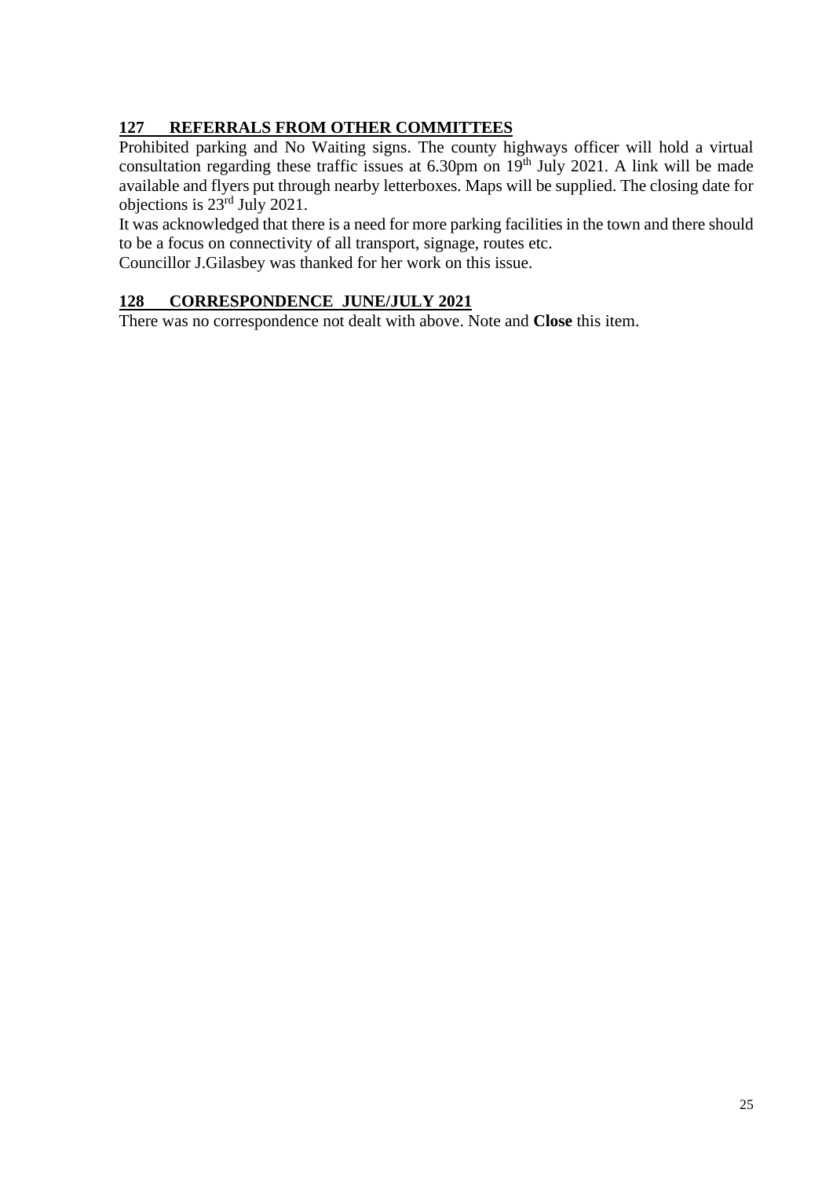## 127 REFERRALS FROM OTHER COMMITTEES

Prohibited parking and No Waiting signs. The county highways officer will hold a virtual consultation regarding these traffic issues at 6.30pm on 19th July 2021. A link will be made available and flyers put through nearby letterboxes. Maps will be supplied. The closing date for objections is 23rd July 2021.

It was acknowledged that there is a need for more parking facilities in the town and there should to be a focus on connectivity of all transport, signage, routes etc.

Councillor J.Gilasbey was thanked for her work on this issue.

## 128 CORRESPONDENCE JUNE/JULY 2021

There was no correspondence not dealt with above. Note and **Close** this item.